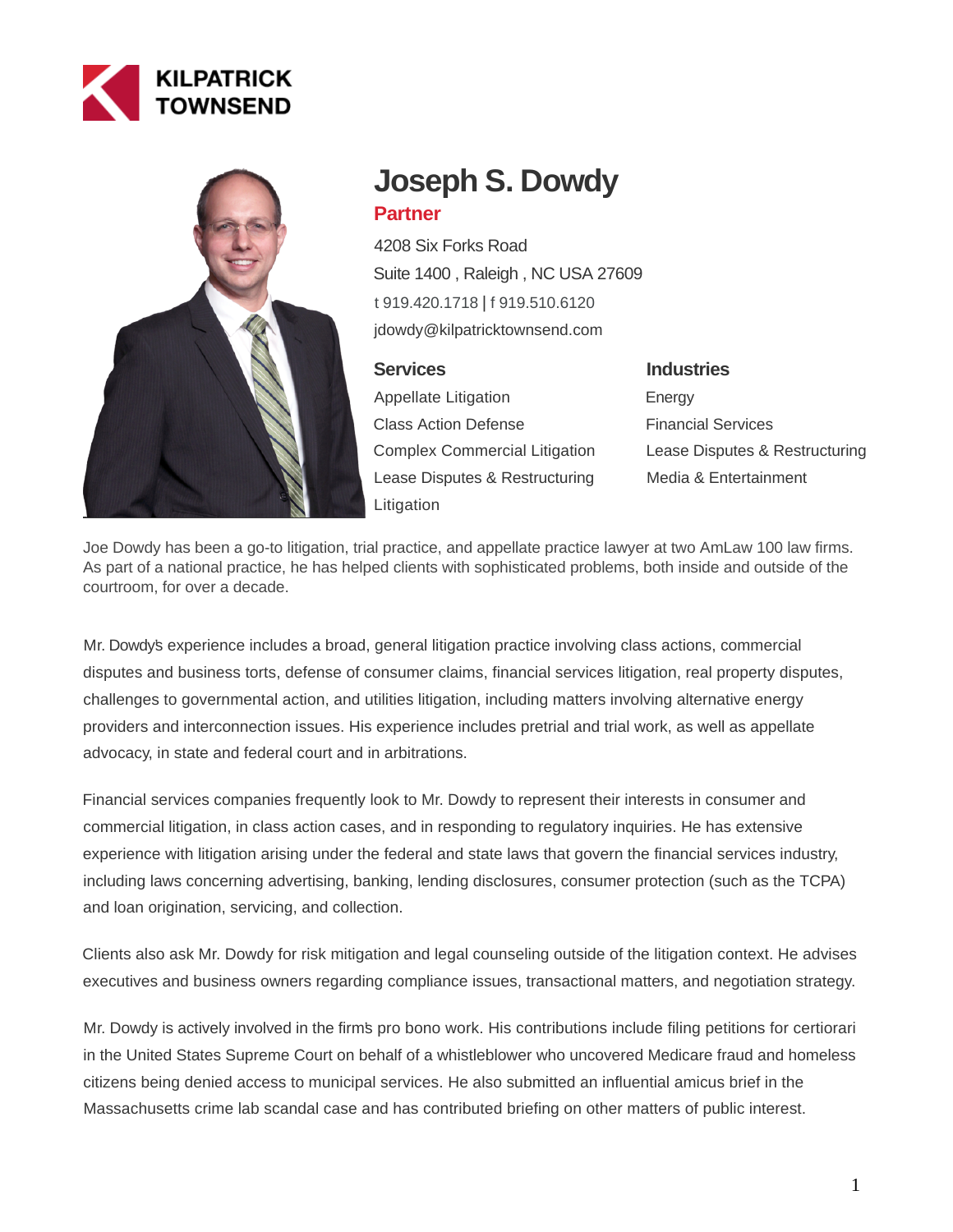KILPATRICK TOWNSEND

# Joseph S. Dowdy

**Partner**

4208 Six Forks Road
Suite 1400 , Raleigh , NC USA 27609
t 919.420.1718 | f 919.510.6120
jdowdy@kilpatricktownsend.com

## Services

Appellate Litigation
Class Action Defense
Complex Commercial Litigation
Lease Disputes & Restructuring
Litigation

## Industries

Energy
Financial Services
Lease Disputes & Restructuring
Media & Entertainment

Joe Dowdy has been a go-to litigation, trial practice, and appellate practice lawyer at two AmLaw 100 law firms. As part of a national practice, he has helped clients with sophisticated problems, both inside and outside of the courtroom, for over a decade.

Mr. Dowdy's experience includes a broad, general litigation practice involving class actions, commercial disputes and business torts, defense of consumer claims, financial services litigation, real property disputes, challenges to governmental action, and utilities litigation, including matters involving alternative energy providers and interconnection issues. His experience includes pretrial and trial work, as well as appellate advocacy, in state and federal court and in arbitrations.

Financial services companies frequently look to Mr. Dowdy to represent their interests in consumer and commercial litigation, in class action cases, and in responding to regulatory inquiries. He has extensive experience with litigation arising under the federal and state laws that govern the financial services industry, including laws concerning advertising, banking, lending disclosures, consumer protection (such as the TCPA) and loan origination, servicing, and collection.

Clients also ask Mr. Dowdy for risk mitigation and legal counseling outside of the litigation context. He advises executives and business owners regarding compliance issues, transactional matters, and negotiation strategy.

Mr. Dowdy is actively involved in the firm's pro bono work. His contributions include filing petitions for certiorari in the United States Supreme Court on behalf of a whistleblower who uncovered Medicare fraud and homeless citizens being denied access to municipal services. He also submitted an influential amicus brief in the Massachusetts crime lab scandal case and has contributed briefing on other matters of public interest.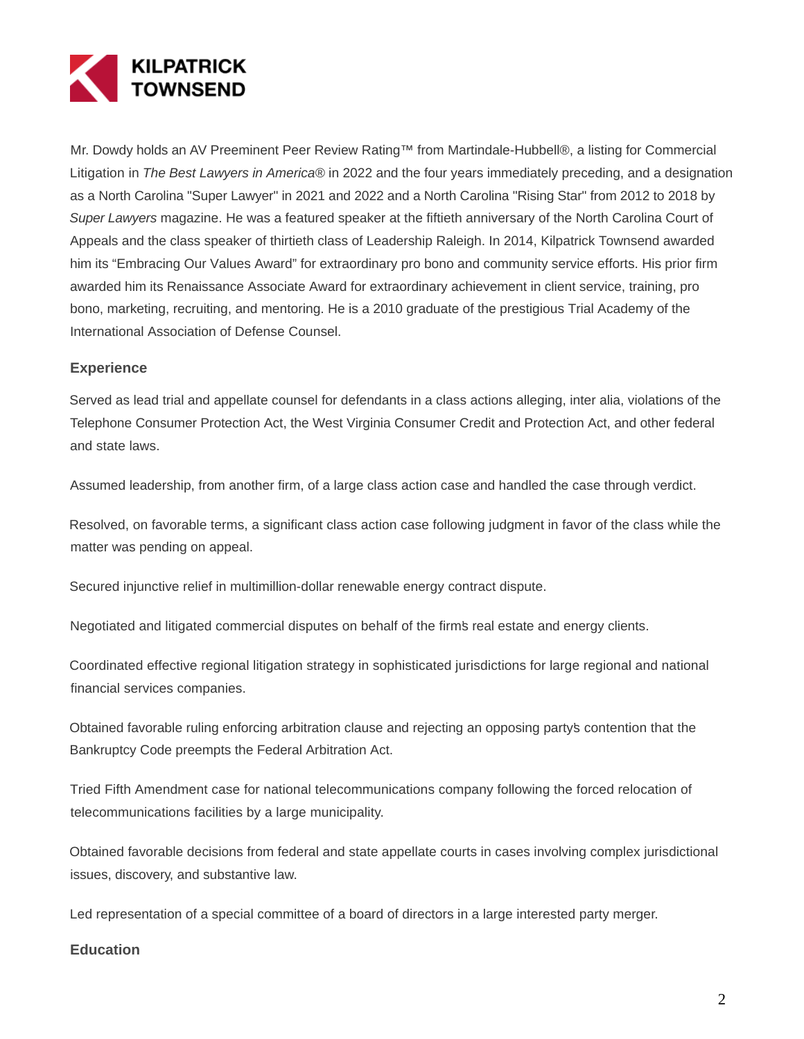Mr. Dowdy holds an AV Preeminent Peer Review Rating™ from Martindale-Hubbell®, a listing for Commercial Litigation in *The Best Lawyers in America®* in 2022 and the four years immediately preceding, and a designation as a North Carolina "Super Lawyer" in 2021 and 2022 and a North Carolina "Rising Star" from 2012 to 2018 by *Super Lawyers* magazine. He was a featured speaker at the fiftieth anniversary of the North Carolina Court of Appeals and the class speaker of thirtieth class of Leadership Raleigh. In 2014, Kilpatrick Townsend awarded him its "Embracing Our Values Award" for extraordinary pro bono and community service efforts. His prior firm awarded him its Renaissance Associate Award for extraordinary achievement in client service, training, pro bono, marketing, recruiting, and mentoring. He is a 2010 graduate of the prestigious Trial Academy of the International Association of Defense Counsel.

## Experience

Served as lead trial and appellate counsel for defendants in a class actions alleging, inter alia, violations of the Telephone Consumer Protection Act, the West Virginia Consumer Credit and Protection Act, and other federal and state laws.

Assumed leadership, from another firm, of a large class action case and handled the case through verdict.

Resolved, on favorable terms, a significant class action case following judgment in favor of the class while the matter was pending on appeal.

Secured injunctive relief in multimillion-dollar renewable energy contract dispute.

Negotiated and litigated commercial disputes on behalf of the firm's real estate and energy clients.

Coordinated effective regional litigation strategy in sophisticated jurisdictions for large regional and national financial services companies.

Obtained favorable ruling enforcing arbitration clause and rejecting an opposing party's contention that the Bankruptcy Code preempts the Federal Arbitration Act.

Tried Fifth Amendment case for national telecommunications company following the forced relocation of telecommunications facilities by a large municipality.

Obtained favorable decisions from federal and state appellate courts in cases involving complex jurisdictional issues, discovery, and substantive law.

Led representation of a special committee of a board of directors in a large interested party merger.

## Education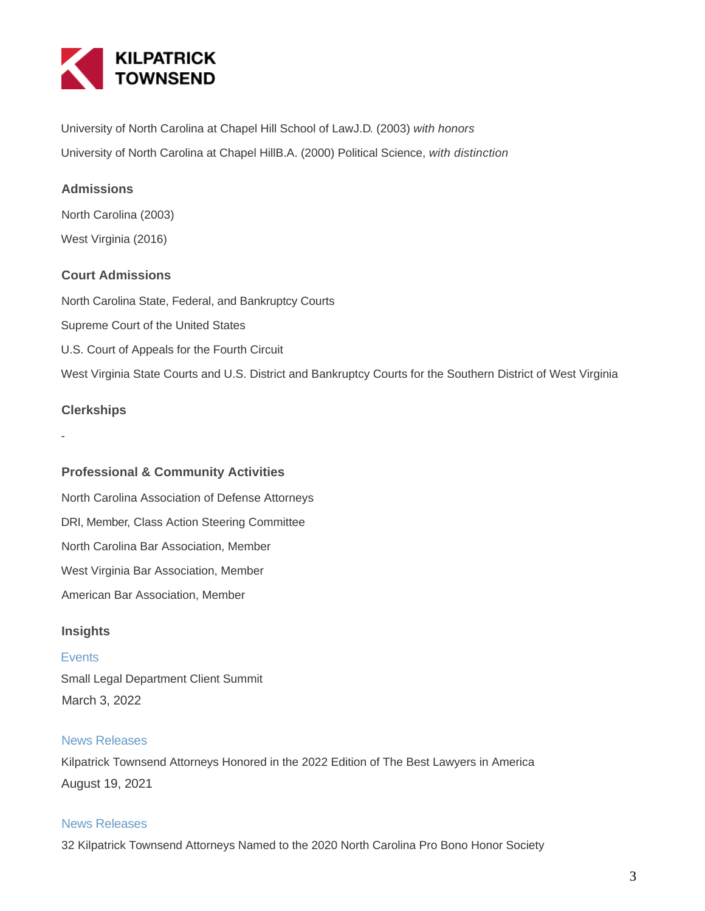University of North Carolina at Chapel Hill School of LawJ.D. (2003) *with honors*

University of North Carolina at Chapel HillB.A. (2000) Political Science, *with distinction*

## Admissions

North Carolina (2003)

West Virginia (2016)

## Court Admissions

North Carolina State, Federal, and Bankruptcy Courts

Supreme Court of the United States

U.S. Court of Appeals for the Fourth Circuit

West Virginia State Courts and U.S. District and Bankruptcy Courts for the Southern District of West Virginia

## Clerkships

-

## Professional & Community Activities

North Carolina Association of Defense Attorneys

DRI, Member, Class Action Steering Committee

North Carolina Bar Association, Member

West Virginia Bar Association, Member

American Bar Association, Member

## Insights

Events

Small Legal Department Client Summit

March 3, 2022

News Releases

Kilpatrick Townsend Attorneys Honored in the 2022 Edition of The Best Lawyers in America

August 19, 2021

News Releases

32 Kilpatrick Townsend Attorneys Named to the 2020 North Carolina Pro Bono Honor Society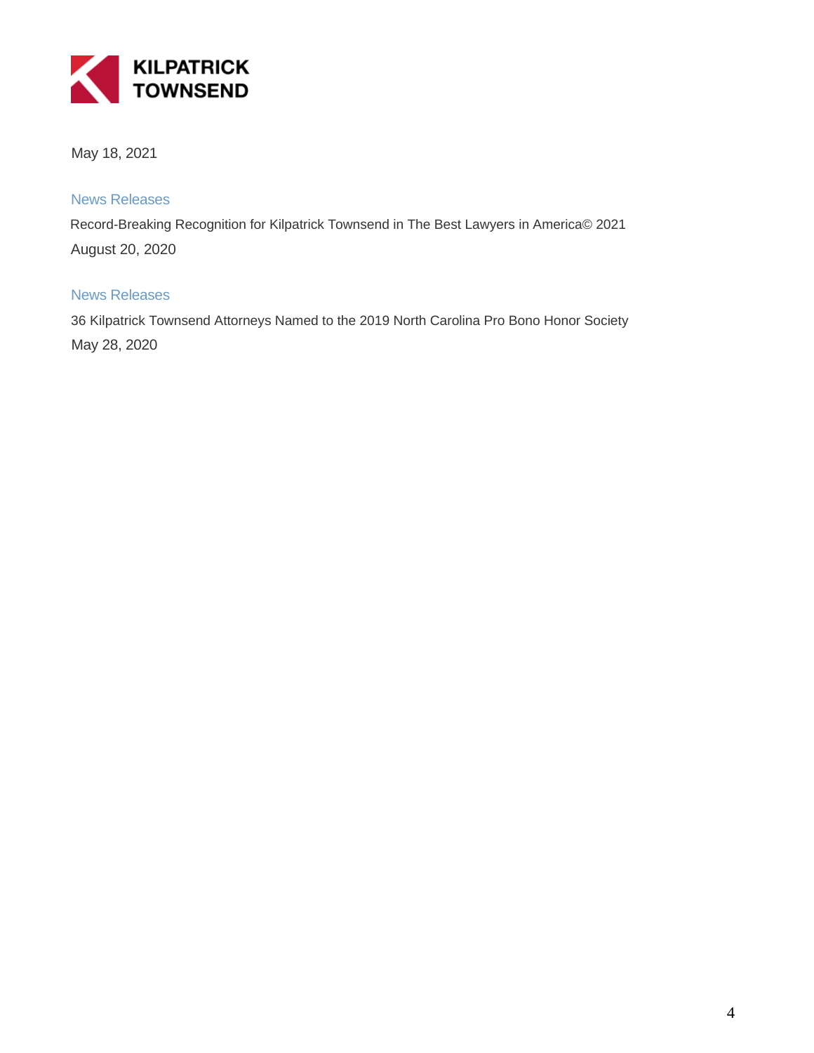May 18, 2021

News Releases

Record-Breaking Recognition for Kilpatrick Townsend in The Best Lawyers in America© 2021

August 20, 2020

News Releases

36 Kilpatrick Townsend Attorneys Named to the 2019 North Carolina Pro Bono Honor Society

May 28, 2020